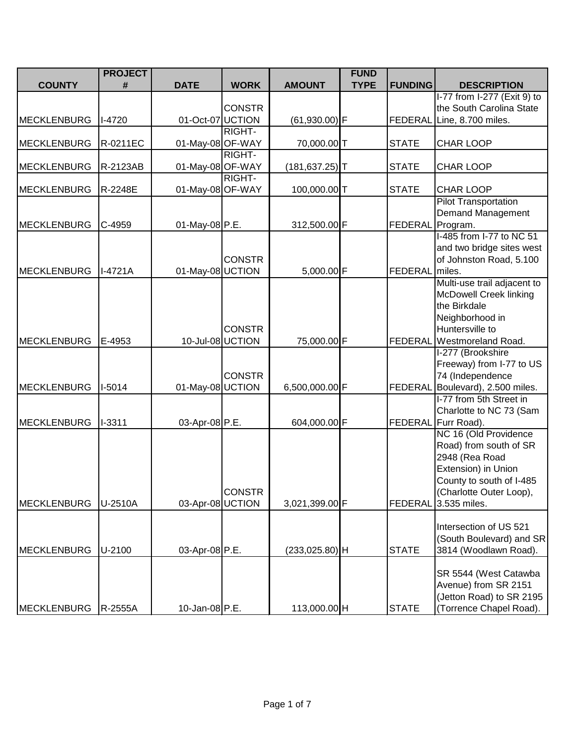| COUNTY | PROJECT # | DATE | WORK | AMOUNT | FUND TYPE | FUNDING | DESCRIPTION |
|---|---|---|---|---|---|---|---|
| MECKLENBURG | I-4720 | 01-Oct-07 | CONSTRUCTION | (61,930.00) | F | FEDERAL | I-77 from I-277 (Exit 9) to the South Carolina State Line, 8.700 miles. |
| MECKLENBURG | R-0211EC | 01-May-08 | RIGHT-OF-WAY | 70,000.00 | T | STATE | CHAR LOOP |
| MECKLENBURG | R-2123AB | 01-May-08 | RIGHT-OF-WAY | (181,637.25) | T | STATE | CHAR LOOP |
| MECKLENBURG | R-2248E | 01-May-08 | RIGHT-OF-WAY | 100,000.00 | T | STATE | CHAR LOOP |
| MECKLENBURG | C-4959 | 01-May-08 | P.E. | 312,500.00 | F | FEDERAL | Pilot Transportation Demand Management Program. |
| MECKLENBURG | I-4721A | 01-May-08 | CONSTRUCTION | 5,000.00 | F | FEDERAL | I-485 from I-77 to NC 51 and two bridge sites west of Johnston Road, 5.100 miles. |
| MECKLENBURG | E-4953 | 10-Jul-08 | CONSTRUCTION | 75,000.00 | F | FEDERAL | Multi-use trail adjacent to McDowell Creek linking the Birkdale Neighborhood in Huntersville to Westmoreland Road. |
| MECKLENBURG | I-5014 | 01-May-08 | CONSTRUCTION | 6,500,000.00 | F | FEDERAL | I-277 (Brookshire Freeway) from I-77 to US 74 (Independence Boulevard), 2.500 miles. |
| MECKLENBURG | I-3311 | 03-Apr-08 | P.E. | 604,000.00 | F | FEDERAL | I-77 from 5th Street in Charlotte to NC 73 (Sam Furr Road). |
| MECKLENBURG | U-2510A | 03-Apr-08 | CONSTRUCTION | 3,021,399.00 | F | FEDERAL | NC 16 (Old Providence Road) from south of SR 2948 (Rea Road Extension) in Union County to south of I-485 (Charlotte Outer Loop), 3.535 miles. |
| MECKLENBURG | U-2100 | 03-Apr-08 | P.E. | (233,025.80) | H | STATE | Intersection of US 521 (South Boulevard) and SR 3814 (Woodlawn Road). |
| MECKLENBURG | R-2555A | 10-Jan-08 | P.E. | 113,000.00 | H | STATE | SR 5544 (West Catawba Avenue) from SR 2151 (Jetton Road) to SR 2195 (Torrence Chapel Road). |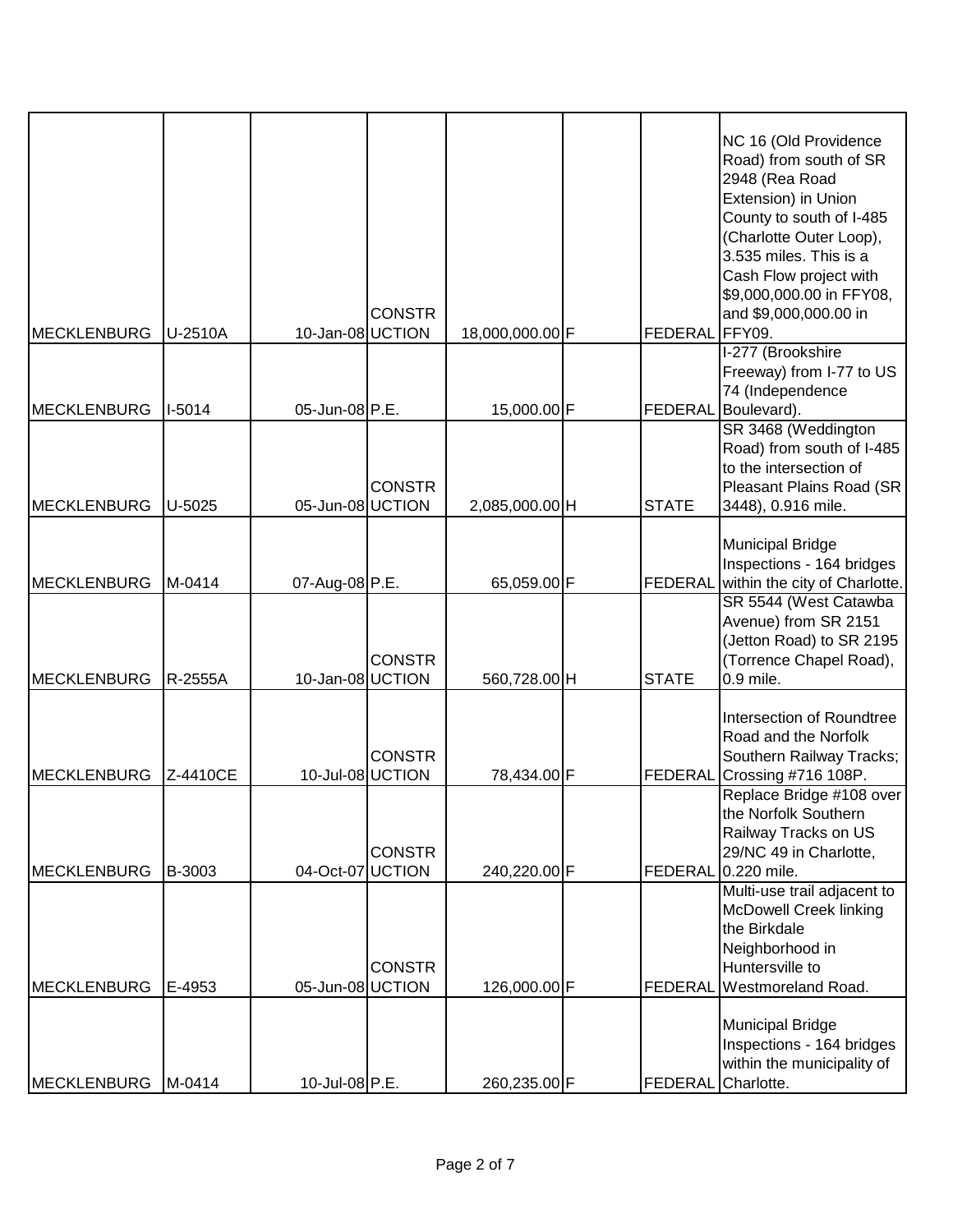| | | | | | | | | |
|---|---|---|---|---|---|---|---|---|
| MECKLENBURG | U-2510A | 10-Jan-08 | CONSTRUCTION | 18,000,000.00 | F | | FEDERAL | NC 16 (Old Providence Road) from south of SR 2948 (Rea Road Extension) in Union County to south of I-485 (Charlotte Outer Loop), 3.535 miles. This is a Cash Flow project with $9,000,000.00 in FFY08, and $9,000,000.00 in FFY09. |
| MECKLENBURG | I-5014 | 05-Jun-08 | P.E. | 15,000.00 | F | | FEDERAL | I-277 (Brookshire Freeway) from I-77 to US 74 (Independence Boulevard). |
| MECKLENBURG | U-5025 | 05-Jun-08 | CONSTRUCTION | 2,085,000.00 | H | | STATE | SR 3468 (Weddington Road) from south of I-485 to the intersection of Pleasant Plains Road (SR 3448), 0.916 mile. |
| MECKLENBURG | M-0414 | 07-Aug-08 | P.E. | 65,059.00 | F | | FEDERAL | Municipal Bridge Inspections - 164 bridges within the city of Charlotte. |
| MECKLENBURG | R-2555A | 10-Jan-08 | CONSTRUCTION | 560,728.00 | H | | STATE | SR 5544 (West Catawba Avenue) from SR 2151 (Jetton Road) to SR 2195 (Torrence Chapel Road), 0.9 mile. |
| MECKLENBURG | Z-4410CE | 10-Jul-08 | CONSTRUCTION | 78,434.00 | F | | FEDERAL | Intersection of Roundtree Road and the Norfolk Southern Railway Tracks; Crossing #716 108P. |
| MECKLENBURG | B-3003 | 04-Oct-07 | CONSTRUCTION | 240,220.00 | F | | FEDERAL | Replace Bridge #108 over the Norfolk Southern Railway Tracks on US 29/NC 49 in Charlotte, 0.220 mile. |
| MECKLENBURG | E-4953 | 05-Jun-08 | CONSTRUCTION | 126,000.00 | F | | FEDERAL | Multi-use trail adjacent to McDowell Creek linking the Birkdale Neighborhood in Huntersville to Westmoreland Road. |
| MECKLENBURG | M-0414 | 10-Jul-08 | P.E. | 260,235.00 | F | | FEDERAL | Municipal Bridge Inspections - 164 bridges within the municipality of Charlotte. |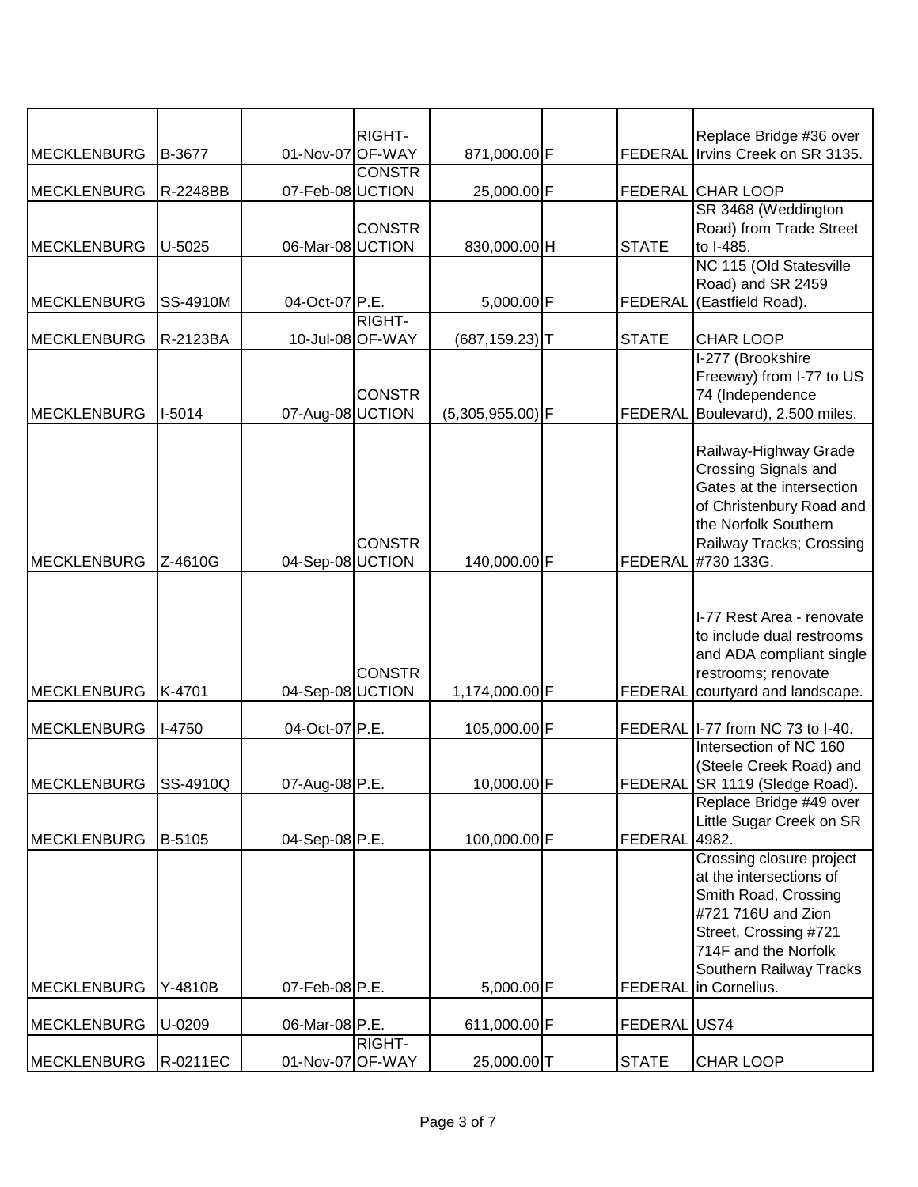| | | | | | | | | |
|---|---|---|---|---|---|---|---|---|
| MECKLENBURG | B-3677 | 01-Nov-07 | RIGHT-OF-WAY | 871,000.00 | F | | FEDERAL | Replace Bridge #36 over Irvins Creek on SR 3135. |
| MECKLENBURG | R-2248BB | 07-Feb-08 | CONSTRUCTION | 25,000.00 | F | | FEDERAL | CHAR LOOP |
| MECKLENBURG | U-5025 | 06-Mar-08 | CONSTRUCTION | 830,000.00 | H | | STATE | SR 3468 (Weddington Road) from Trade Street to I-485. |
| MECKLENBURG | SS-4910M | 04-Oct-07 | P.E. | 5,000.00 | F | | FEDERAL | NC 115 (Old Statesville Road) and SR 2459 (Eastfield Road). |
| MECKLENBURG | R-2123BA | 10-Jul-08 | RIGHT-OF-WAY | (687,159.23) | T | | STATE | CHAR LOOP |
| MECKLENBURG | I-5014 | 07-Aug-08 | CONSTRUCTION | (5,305,955.00) | F | | FEDERAL | I-277 (Brookshire Freeway) from I-77 to US 74 (Independence Boulevard), 2.500 miles. |
| MECKLENBURG | Z-4610G | 04-Sep-08 | CONSTRUCTION | 140,000.00 | F | | FEDERAL | Railway-Highway Grade Crossing Signals and Gates at the intersection of Christenbury Road and the Norfolk Southern Railway Tracks; Crossing #730 133G. |
| MECKLENBURG | K-4701 | 04-Sep-08 | CONSTRUCTION | 1,174,000.00 | F | | FEDERAL | I-77 Rest Area - renovate to include dual restrooms and ADA compliant single restrooms; renovate courtyard and landscape. |
| MECKLENBURG | I-4750 | 04-Oct-07 | P.E. | 105,000.00 | F | | FEDERAL | I-77 from NC 73 to I-40. |
| MECKLENBURG | SS-4910Q | 07-Aug-08 | P.E. | 10,000.00 | F | | FEDERAL | Intersection of NC 160 (Steele Creek Road) and SR 1119 (Sledge Road). |
| MECKLENBURG | B-5105 | 04-Sep-08 | P.E. | 100,000.00 | F | | FEDERAL | Replace Bridge #49 over Little Sugar Creek on SR 4982. |
| MECKLENBURG | Y-4810B | 07-Feb-08 | P.E. | 5,000.00 | F | | FEDERAL | Crossing closure project at the intersections of Smith Road, Crossing #721 716U and Zion Street, Crossing #721 714F and the Norfolk Southern Railway Tracks in Cornelius. |
| MECKLENBURG | U-0209 | 06-Mar-08 | P.E. | 611,000.00 | F | | FEDERAL | US74 |
| MECKLENBURG | R-0211EC | 01-Nov-07 | RIGHT-OF-WAY | 25,000.00 | T | | STATE | CHAR LOOP |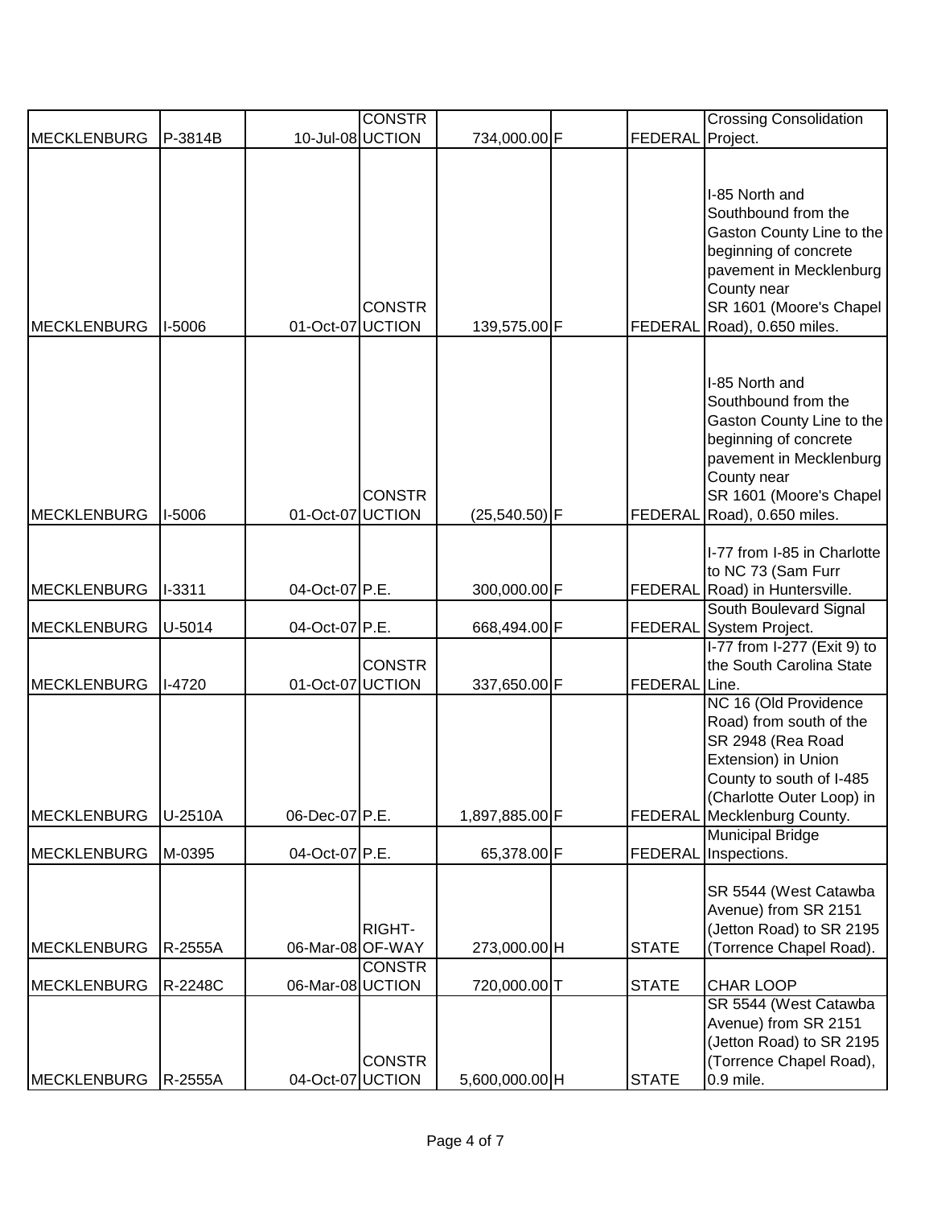| | | | | | | | | |
|---|---|---|---|---|---|---|---|---|
| MECKLENBURG | P-3814B | 10-Jul-08 | CONSTRUCTION | 734,000.00 | F | | FEDERAL | Crossing Consolidation Project. |
| MECKLENBURG | I-5006 | 01-Oct-07 | CONSTRUCTION | 139,575.00 | F | | FEDERAL | I-85 North and Southbound from the Gaston County Line to the beginning of concrete pavement in Mecklenburg County near SR 1601 (Moore's Chapel Road), 0.650 miles. |
| MECKLENBURG | I-5006 | 01-Oct-07 | CONSTRUCTION | (25,540.50) | F | | FEDERAL | I-85 North and Southbound from the Gaston County Line to the beginning of concrete pavement in Mecklenburg County near SR 1601 (Moore's Chapel Road), 0.650 miles. |
| MECKLENBURG | I-3311 | 04-Oct-07 | P.E. | 300,000.00 | F | | FEDERAL | I-77 from I-85 in Charlotte to NC 73 (Sam Furr Road) in Huntersville. |
| MECKLENBURG | U-5014 | 04-Oct-07 | P.E. | 668,494.00 | F | | FEDERAL | South Boulevard Signal System Project. |
| MECKLENBURG | I-4720 | 01-Oct-07 | CONSTRUCTION | 337,650.00 | F | | FEDERAL | I-77 from I-277 (Exit 9) to the South Carolina State Line. |
| MECKLENBURG | U-2510A | 06-Dec-07 | P.E. | 1,897,885.00 | F | | FEDERAL | NC 16 (Old Providence Road) from south of the SR 2948 (Rea Road Extension) in Union County to south of I-485 (Charlotte Outer Loop) in Mecklenburg County. |
| MECKLENBURG | M-0395 | 04-Oct-07 | P.E. | 65,378.00 | F | | FEDERAL | Municipal Bridge Inspections. |
| MECKLENBURG | R-2555A | 06-Mar-08 | RIGHT-OF-WAY | 273,000.00 | H | | STATE | SR 5544 (West Catawba Avenue) from SR 2151 (Jetton Road) to SR 2195 (Torrence Chapel Road). |
| MECKLENBURG | R-2248C | 06-Mar-08 | CONSTRUCTION | 720,000.00 | T | | STATE | CHAR LOOP |
| MECKLENBURG | R-2555A | 04-Oct-07 | CONSTRUCTION | 5,600,000.00 | H | | STATE | SR 5544 (West Catawba Avenue) from SR 2151 (Jetton Road) to SR 2195 (Torrence Chapel Road), 0.9 mile. |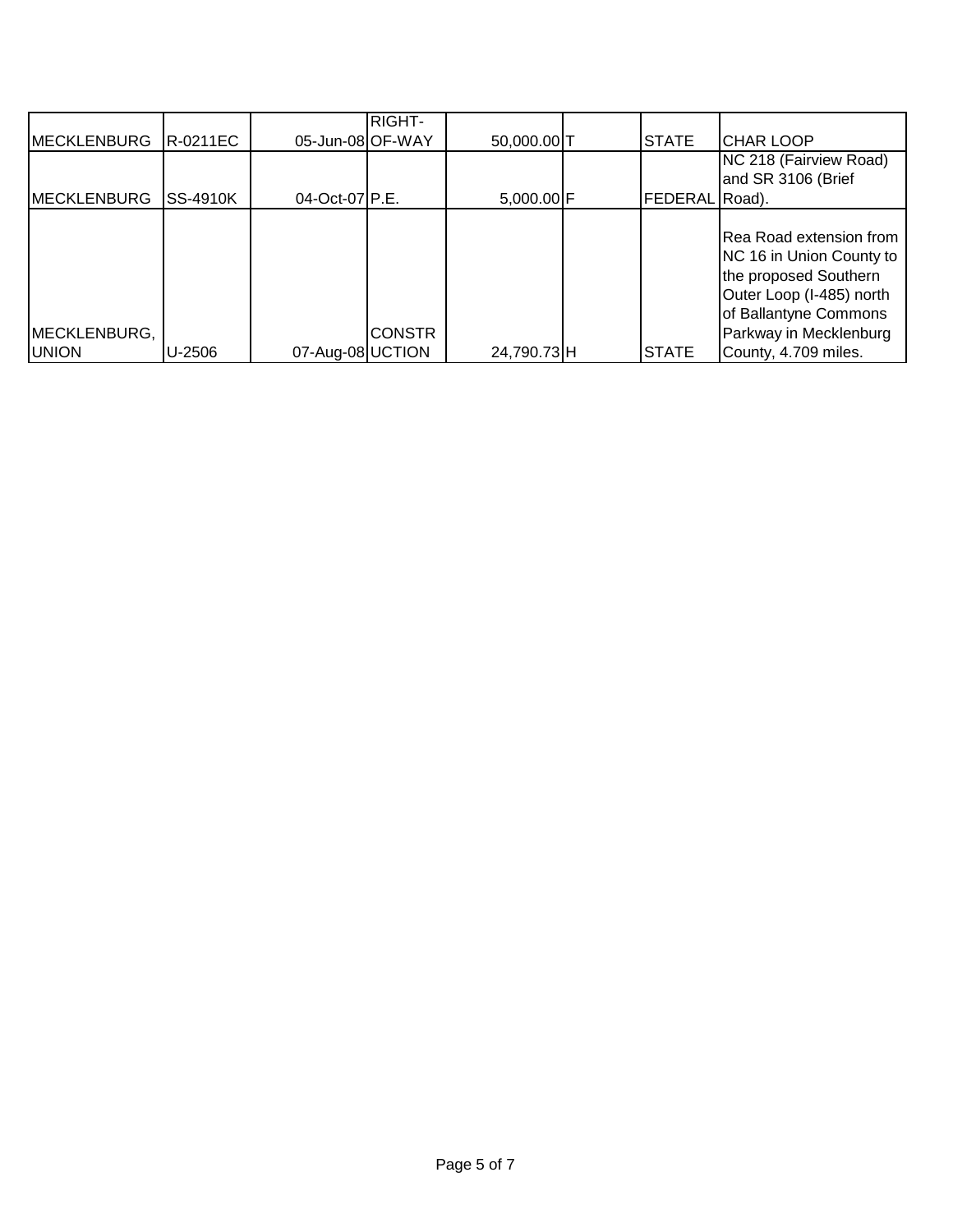| | | | | | | | | |
|---|---|---|---|---|---|---|---|---|
| MECKLENBURG | R-0211EC | 05-Jun-08 | RIGHT-OF-WAY | 50,000.00 | T | | STATE | CHAR LOOP |
| MECKLENBURG | SS-4910K | 04-Oct-07 | P.E. | 5,000.00 | F | | FEDERAL | NC 218 (Fairview Road) and SR 3106 (Brief Road). |
| MECKLENBURG, UNION | U-2506 | 07-Aug-08 | CONSTRUCTION | 24,790.73 | H | | STATE | Rea Road extension from NC 16 in Union County to the proposed Southern Outer Loop (I-485) north of Ballantyne Commons Parkway in Mecklenburg County, 4.709 miles. |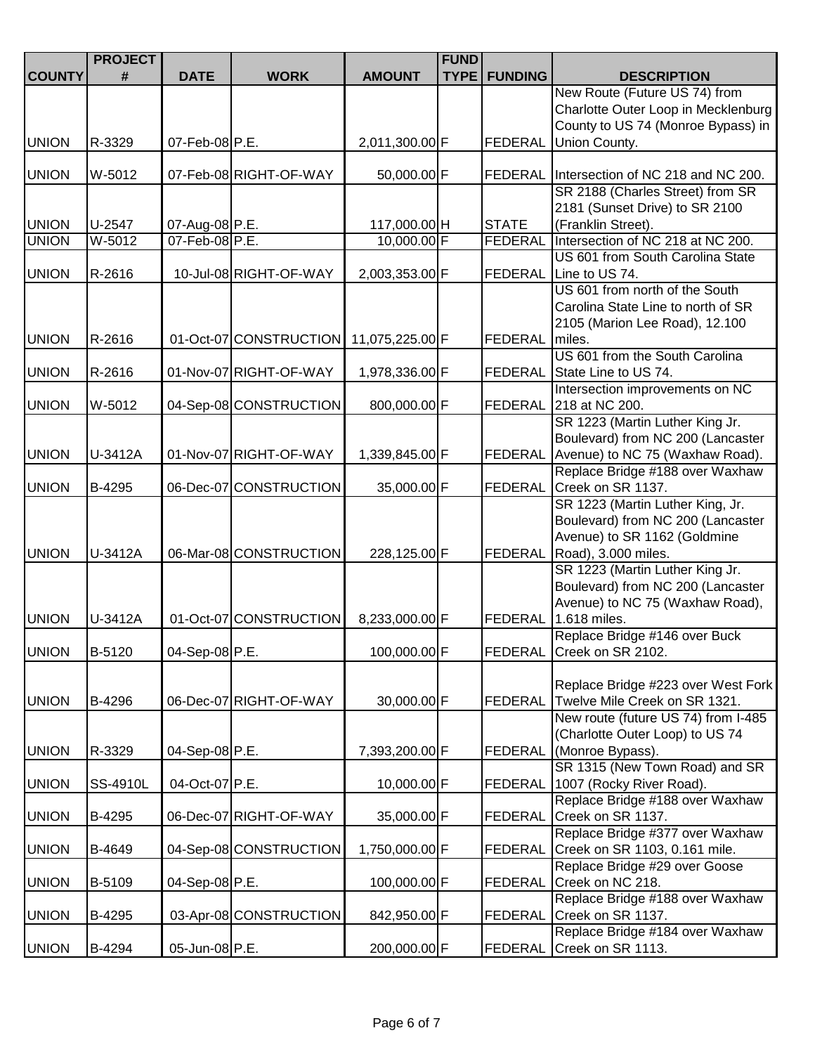| COUNTY | PROJECT # | DATE | WORK | AMOUNT | FUND TYPE | FUNDING | DESCRIPTION |
|---|---|---|---|---|---|---|---|
| UNION | R-3329 | 07-Feb-08 | P.E. | 2,011,300.00 | F | FEDERAL | New Route (Future US 74) from Charlotte Outer Loop in Mecklenburg County to US 74 (Monroe Bypass) in Union County. |
| UNION | W-5012 | 07-Feb-08 | RIGHT-OF-WAY | 50,000.00 | F | FEDERAL | Intersection of NC 218 and NC 200. |
| UNION | U-2547 | 07-Aug-08 | P.E. | 117,000.00 | H | STATE | SR 2188 (Charles Street) from SR 2181 (Sunset Drive) to SR 2100 (Franklin Street). |
| UNION | W-5012 | 07-Feb-08 | P.E. | 10,000.00 | F | FEDERAL | Intersection of NC 218 at NC 200. |
| UNION | R-2616 | 10-Jul-08 | RIGHT-OF-WAY | 2,003,353.00 | F | FEDERAL | US 601 from South Carolina State Line to US 74. |
| UNION | R-2616 | 01-Oct-07 | CONSTRUCTION | 11,075,225.00 | F | FEDERAL | US 601 from north of the South Carolina State Line to north of SR 2105 (Marion Lee Road), 12.100 miles. |
| UNION | R-2616 | 01-Nov-07 | RIGHT-OF-WAY | 1,978,336.00 | F | FEDERAL | US 601 from the South Carolina State Line to US 74. |
| UNION | W-5012 | 04-Sep-08 | CONSTRUCTION | 800,000.00 | F | FEDERAL | Intersection improvements on NC 218 at NC 200. |
| UNION | U-3412A | 01-Nov-07 | RIGHT-OF-WAY | 1,339,845.00 | F | FEDERAL | SR 1223 (Martin Luther King Jr. Boulevard) from NC 200 (Lancaster Avenue) to NC 75 (Waxhaw Road). |
| UNION | B-4295 | 06-Dec-07 | CONSTRUCTION | 35,000.00 | F | FEDERAL | Replace Bridge #188 over Waxhaw Creek on SR 1137. |
| UNION | U-3412A | 06-Mar-08 | CONSTRUCTION | 228,125.00 | F | FEDERAL | SR 1223 (Martin Luther King, Jr. Boulevard) from NC 200 (Lancaster Avenue) to SR 1162 (Goldmine Road), 3.000 miles. |
| UNION | U-3412A | 01-Oct-07 | CONSTRUCTION | 8,233,000.00 | F | FEDERAL | SR 1223 (Martin Luther King Jr. Boulevard) from NC 200 (Lancaster Avenue) to NC 75 (Waxhaw Road), 1.618 miles. |
| UNION | B-5120 | 04-Sep-08 | P.E. | 100,000.00 | F | FEDERAL | Replace Bridge #146 over Buck Creek on SR 2102. |
| UNION | B-4296 | 06-Dec-07 | RIGHT-OF-WAY | 30,000.00 | F | FEDERAL | Replace Bridge #223 over West Fork Twelve Mile Creek on SR 1321. |
| UNION | R-3329 | 04-Sep-08 | P.E. | 7,393,200.00 | F | FEDERAL | New route (future US 74) from I-485 (Charlotte Outer Loop) to US 74 (Monroe Bypass). |
| UNION | SS-4910L | 04-Oct-07 | P.E. | 10,000.00 | F | FEDERAL | SR 1315 (New Town Road) and SR 1007 (Rocky River Road). |
| UNION | B-4295 | 06-Dec-07 | RIGHT-OF-WAY | 35,000.00 | F | FEDERAL | Replace Bridge #188 over Waxhaw Creek on SR 1137. |
| UNION | B-4649 | 04-Sep-08 | CONSTRUCTION | 1,750,000.00 | F | FEDERAL | Replace Bridge #377 over Waxhaw Creek on SR 1103, 0.161 mile. |
| UNION | B-5109 | 04-Sep-08 | P.E. | 100,000.00 | F | FEDERAL | Replace Bridge #29 over Goose Creek on NC 218. |
| UNION | B-4295 | 03-Apr-08 | CONSTRUCTION | 842,950.00 | F | FEDERAL | Replace Bridge #188 over Waxhaw Creek on SR 1137. |
| UNION | B-4294 | 05-Jun-08 | P.E. | 200,000.00 | F | FEDERAL | Replace Bridge #184 over Waxhaw Creek on SR 1113. |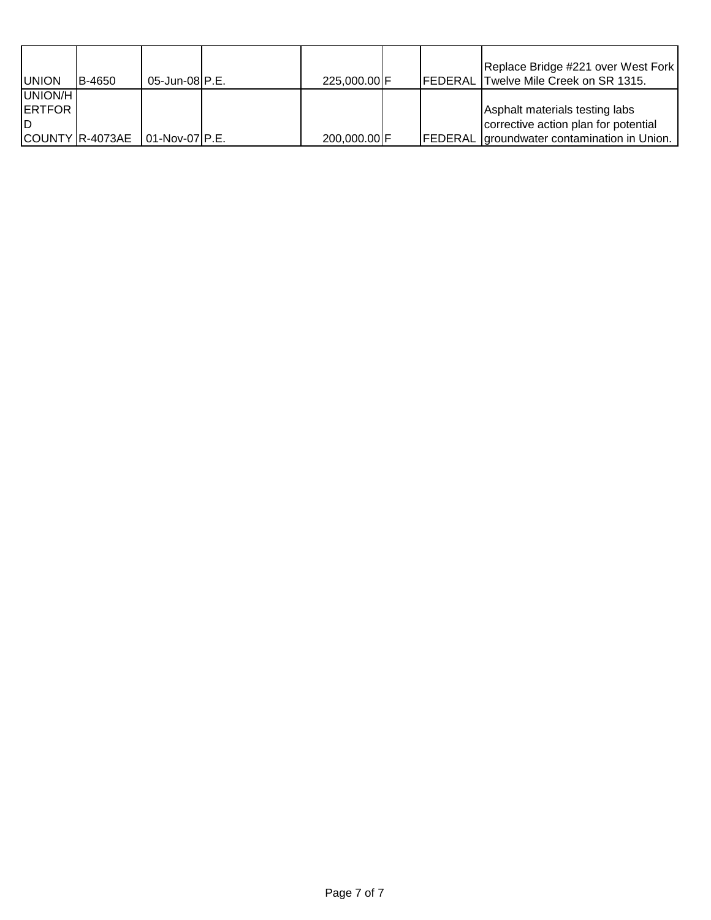| | | | | | | | | | |
|---|---|---|---|---|---|---|---|---|---|
| UNION | B-4650 | 05-Jun-08 | P.E. | | 225,000.00 | F | | FEDERAL | Replace Bridge #221 over West Fork Twelve Mile Creek on SR 1315. |
| UNION/HERTFORD COUNTY | R-4073AE | 01-Nov-07 | P.E. | | 200,000.00 | F | | FEDERAL | Asphalt materials testing labs corrective action plan for potential groundwater contamination in Union. |